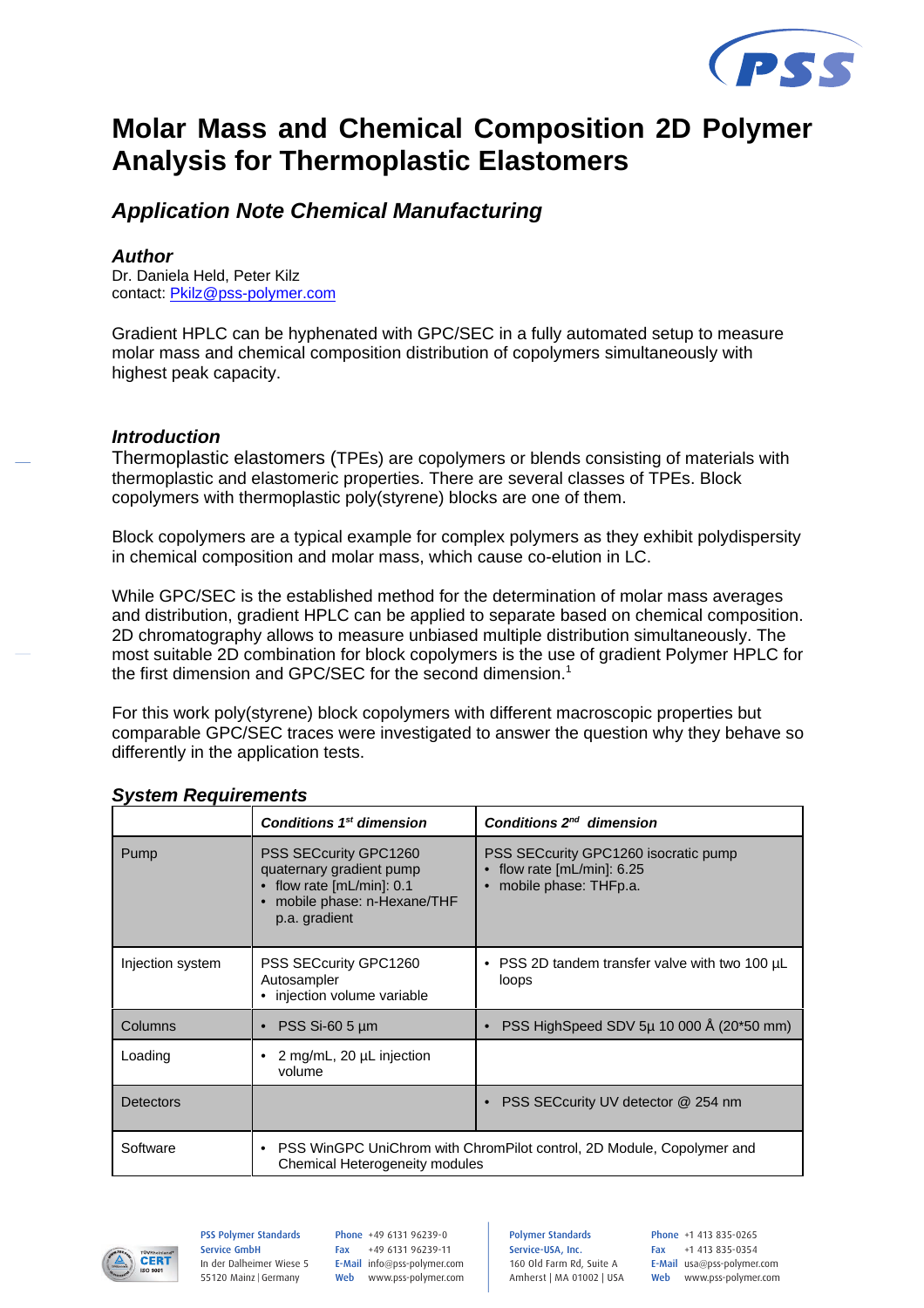# Molar Mass and Chemical Composition 2D Polymer Analysis for Thermoplastic Elastomers

## *Application Note Chemical Manufacturing*

### *Author*

Dr. Daniela Held, Peter Kilz
contact: Pkilz@pss-polymer.com

Gradient HPLC can be hyphenated with GPC/SEC in a fully automated setup to measure molar mass and chemical composition distribution of copolymers simultaneously with highest peak capacity.

### *Introduction*

Thermoplastic elastomers (TPEs) are copolymers or blends consisting of materials with thermoplastic and elastomeric properties. There are several classes of TPEs. Block copolymers with thermoplastic poly(styrene) blocks are one of them.

Block copolymers are a typical example for complex polymers as they exhibit polydispersity in chemical composition and molar mass, which cause co-elution in LC.

While GPC/SEC is the established method for the determination of molar mass averages and distribution, gradient HPLC can be applied to separate based on chemical composition. 2D chromatography allows to measure unbiased multiple distribution simultaneously. The most suitable 2D combination for block copolymers is the use of gradient Polymer HPLC for the first dimension and GPC/SEC for the second dimension.[1]

For this work poly(styrene) block copolymers with different macroscopic properties but comparable GPC/SEC traces were investigated to answer the question why they behave so differently in the application tests.

### *System Requirements*

| | ***Conditions 1st dimension*** | ***Conditions 2nd dimension*** |
|---|---|---|
| Pump | PSS SECcurity GPC1260 quaternary gradient pump<br>• flow rate [mL/min]: 0.1<br>• mobile phase: n-Hexane/THF p.a. gradient | PSS SECcurity GPC1260 isocratic pump<br>• flow rate [mL/min]: 6.25<br>• mobile phase: THFp.a. |
| Injection system | PSS SECcurity GPC1260 Autosampler<br>• injection volume variable | • PSS 2D tandem transfer valve with two 100 µL loops |
| Columns | • PSS Si-60 5 µm | • PSS HighSpeed SDV 5µ 10 000 Å (20*50 mm) |
| Loading | • 2 mg/mL, 20 µL injection volume | |
| Detectors | | • PSS SECcurity UV detector @ 254 nm |
| Software | • PSS WinGPC UniChrom with ChromPilot control, 2D Module, Copolymer and Chemical Heterogeneity modules | |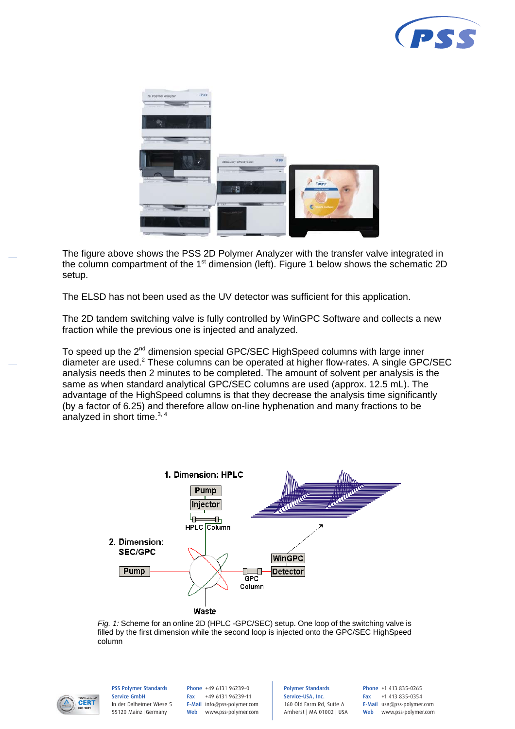The figure above shows the PSS 2D Polymer Analyzer with the transfer valve integrated in the column compartment of the 1st dimension (left). Figure 1 below shows the schematic 2D setup.

The ELSD has not been used as the UV detector was sufficient for this application.

The 2D tandem switching valve is fully controlled by WinGPC Software and collects a new fraction while the previous one is injected and analyzed.

To speed up the 2nd dimension special GPC/SEC HighSpeed columns with large inner diameter are used.[2] These columns can be operated at higher flow-rates. A single GPC/SEC analysis needs then 2 minutes to be completed. The amount of solvent per analysis is the same as when standard analytical GPC/SEC columns are used (approx. 12.5 mL). The advantage of the HighSpeed columns is that they decrease the analysis time significantly (by a factor of 6.25) and therefore allow on-line hyphenation and many fractions to be analyzed in short time.[3, 4]

*Fig. 1:* Scheme for an online 2D (HPLC -GPC/SEC) setup. One loop of the switching valve is filled by the first dimension while the second loop is injected onto the GPC/SEC HighSpeed column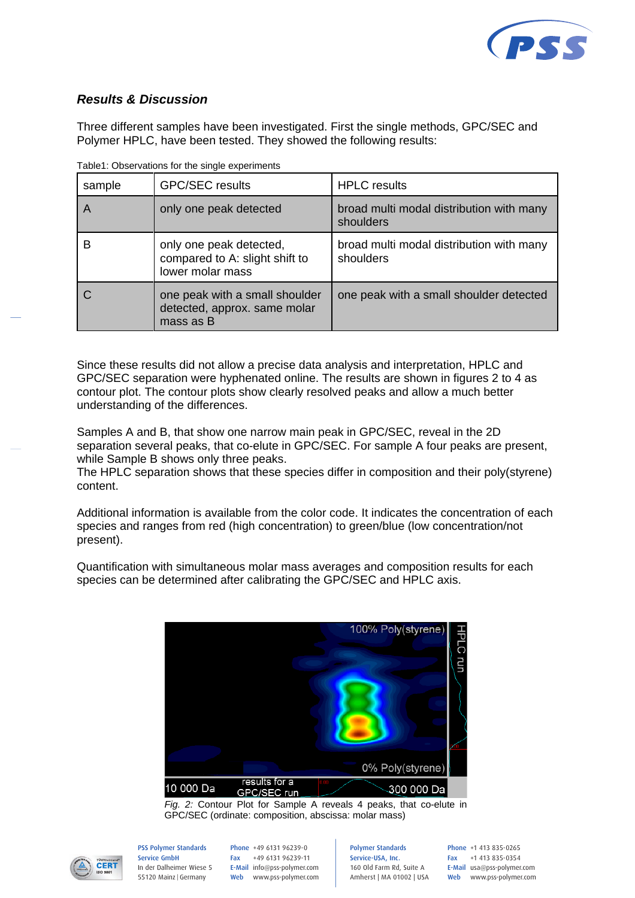### *Results & Discussion*

Three different samples have been investigated. First the single methods, GPC/SEC and Polymer HPLC, have been tested. They showed the following results:

Table1: Observations for the single experiments

| sample | GPC/SEC results | HPLC results |
|---|---|---|
| A | only one peak detected | broad multi modal distribution with many shoulders |
| B | only one peak detected, compared to A: slight shift to lower molar mass | broad multi modal distribution with many shoulders |
| C | one peak with a small shoulder detected, approx. same molar mass as B | one peak with a small shoulder detected |

Since these results did not allow a precise data analysis and interpretation, HPLC and GPC/SEC separation were hyphenated online. The results are shown in figures 2 to 4 as contour plot. The contour plots show clearly resolved peaks and allow a much better understanding of the differences.

Samples A and B, that show one narrow main peak in GPC/SEC, reveal in the 2D separation several peaks, that co-elute in GPC/SEC. For sample A four peaks are present, while Sample B shows only three peaks.
The HPLC separation shows that these species differ in composition and their poly(styrene) content.

Additional information is available from the color code. It indicates the concentration of each species and ranges from red (high concentration) to green/blue (low concentration/not present).

Quantification with simultaneous molar mass averages and composition results for each species can be determined after calibrating the GPC/SEC and HPLC axis.

*Fig. 2:* Contour Plot for Sample A reveals 4 peaks, that co-elute in GPC/SEC (ordinate: composition, abscissa: molar mass)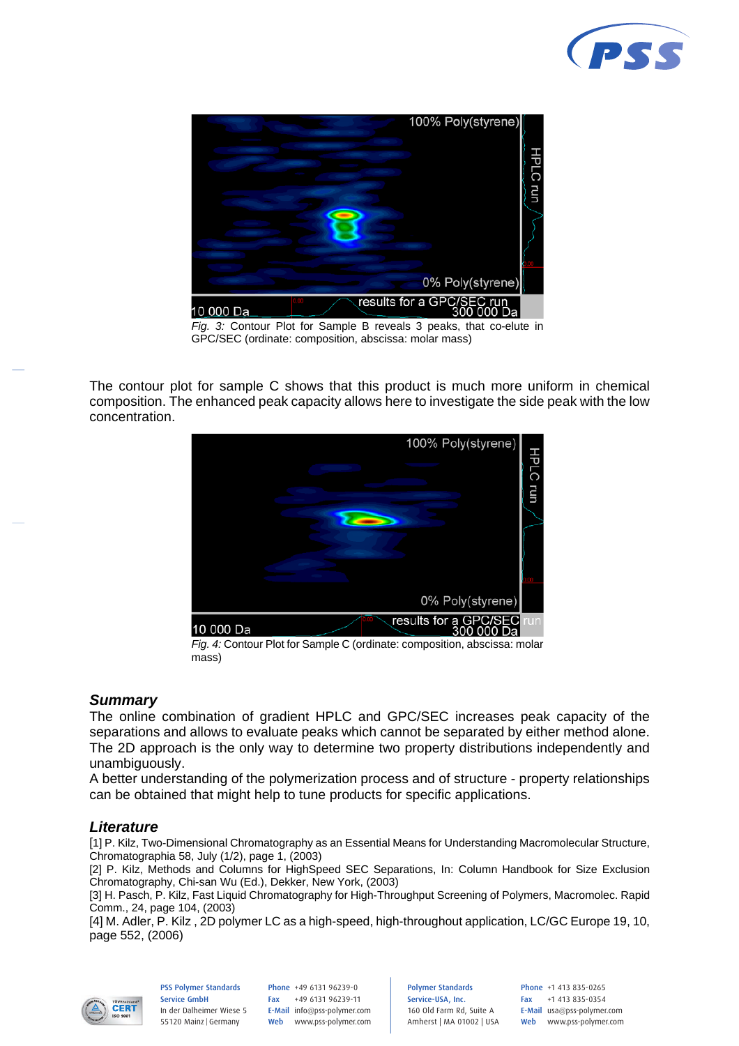100% Poly(styrene)

HPLC run

0% Poly(styrene)

10 000 Da

results for a GPC/SEC run

300 000 Da

*Fig. 3:* Contour Plot for Sample B reveals 3 peaks, that co-elute in GPC/SEC (ordinate: composition, abscissa: molar mass)

The contour plot for sample C shows that this product is much more uniform in chemical composition. The enhanced peak capacity allows here to investigate the side peak with the low concentration.

100% Poly(styrene)

HPLC run

0% Poly(styrene)

10 000 Da

results for a GPC/SEC run

300 000 Da

*Fig. 4:* Contour Plot for Sample C (ordinate: composition, abscissa: molar mass)

## *Summary*

The online combination of gradient HPLC and GPC/SEC increases peak capacity of the separations and allows to evaluate peaks which cannot be separated by either method alone. The 2D approach is the only way to determine two property distributions independently and unambiguously.

A better understanding of the polymerization process and of structure - property relationships can be obtained that might help to tune products for specific applications.

## *Literature*

[1] P. Kilz, Two-Dimensional Chromatography as an Essential Means for Understanding Macromolecular Structure, Chromatographia 58, July (1/2), page 1, (2003)

[2] P. Kilz, Methods and Columns for HighSpeed SEC Separations, In: Column Handbook for Size Exclusion Chromatography, Chi-san Wu (Ed.), Dekker, New York, (2003)

[3] H. Pasch, P. Kilz, Fast Liquid Chromatography for High-Throughput Screening of Polymers, Macromolec. Rapid Comm., 24, page 104, (2003)

[4] M. Adler, P. Kilz , 2D polymer LC as a high-speed, high-througout application, LC/GC Europe 19, 10, page 552, (2006)

PSS Polymer Standards Service GmbH
In der Dalheimer Wiese 5
55120 Mainz | Germany

Phone +49 6131 96239-0
Fax +49 6131 96239-11
E-Mail info@pss-polymer.com
Web www.pss-polymer.com

Polymer Standards Service-USA, Inc.
160 Old Farm Rd, Suite A
Amherst | MA 01002 | USA

Phone +1 413 835-0265
Fax +1 413 835-0354
E-Mail usa@pss-polymer.com
Web www.pss-polymer.com